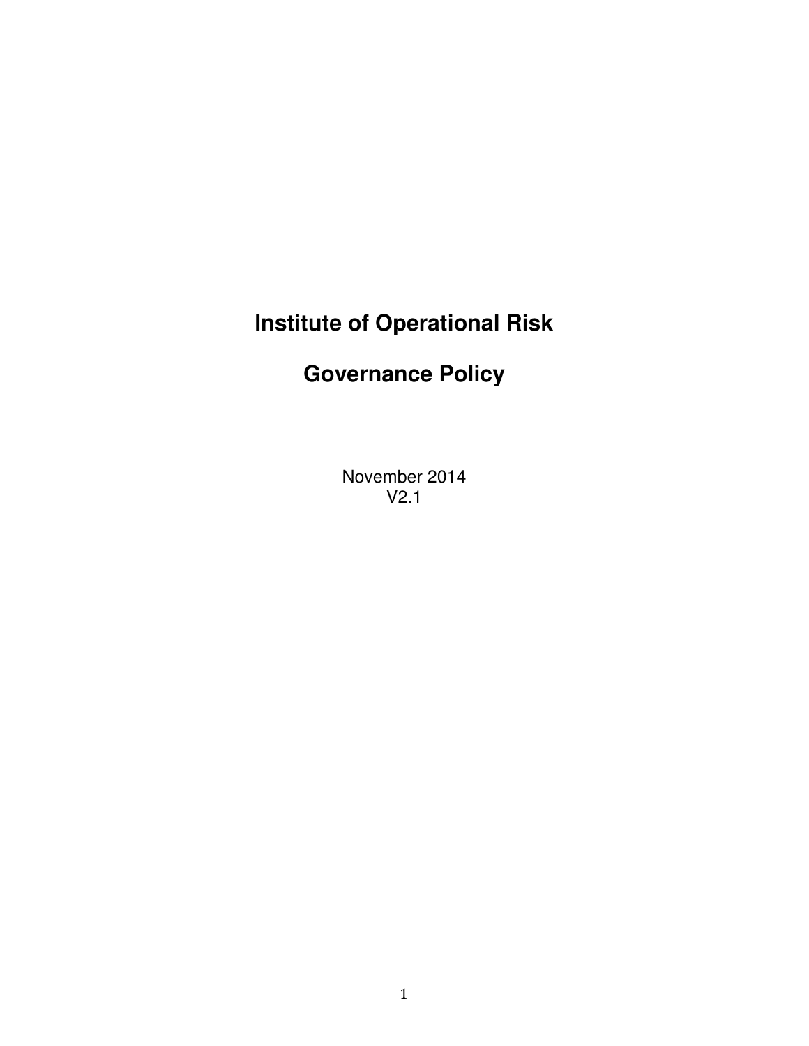# Institute of Operational Risk

# Governance Policy

November 2014
V2.1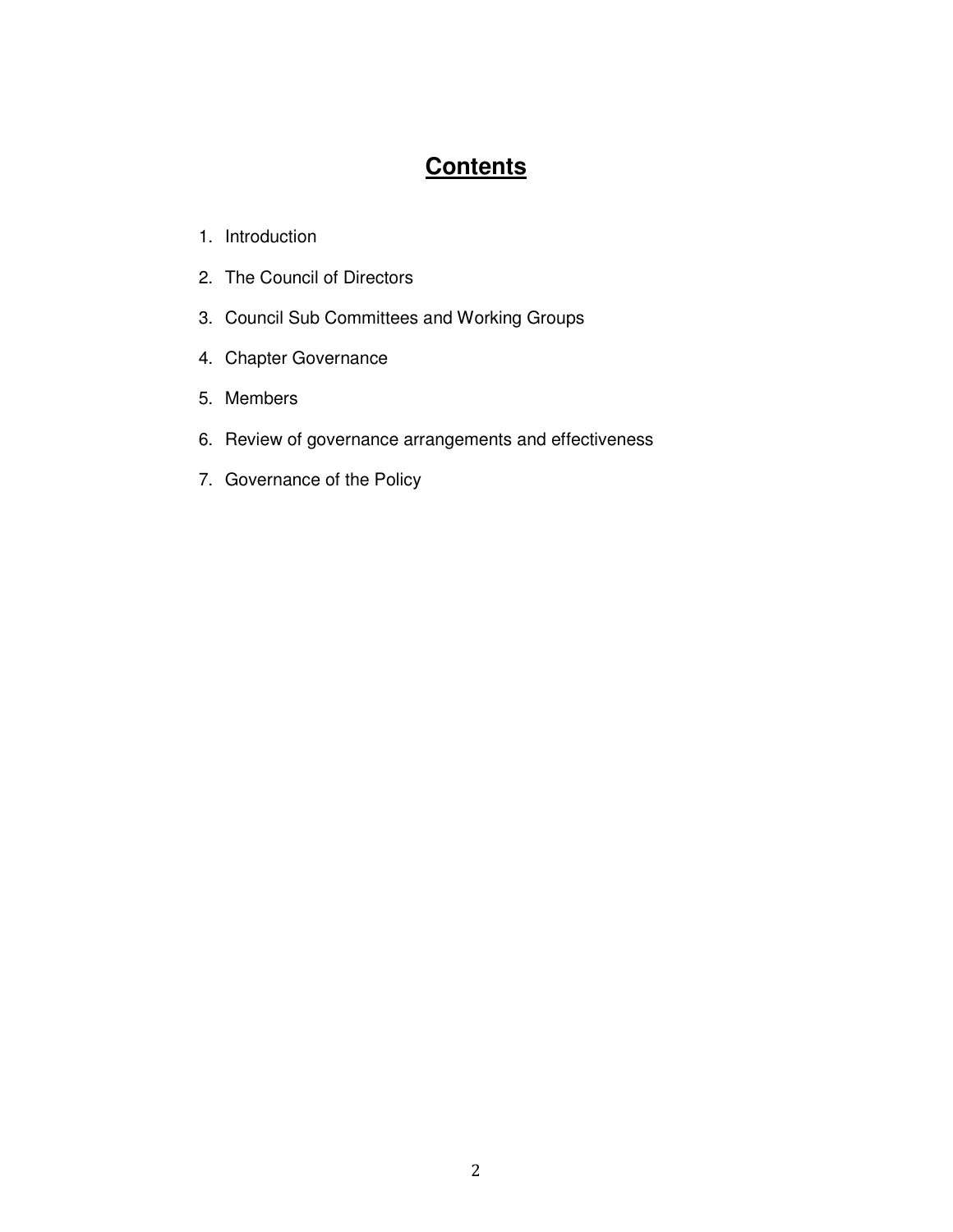# Contents

1. Introduction
2. The Council of Directors
3. Council Sub Committees and Working Groups
4. Chapter Governance
5. Members
6. Review of governance arrangements and effectiveness
7. Governance of the Policy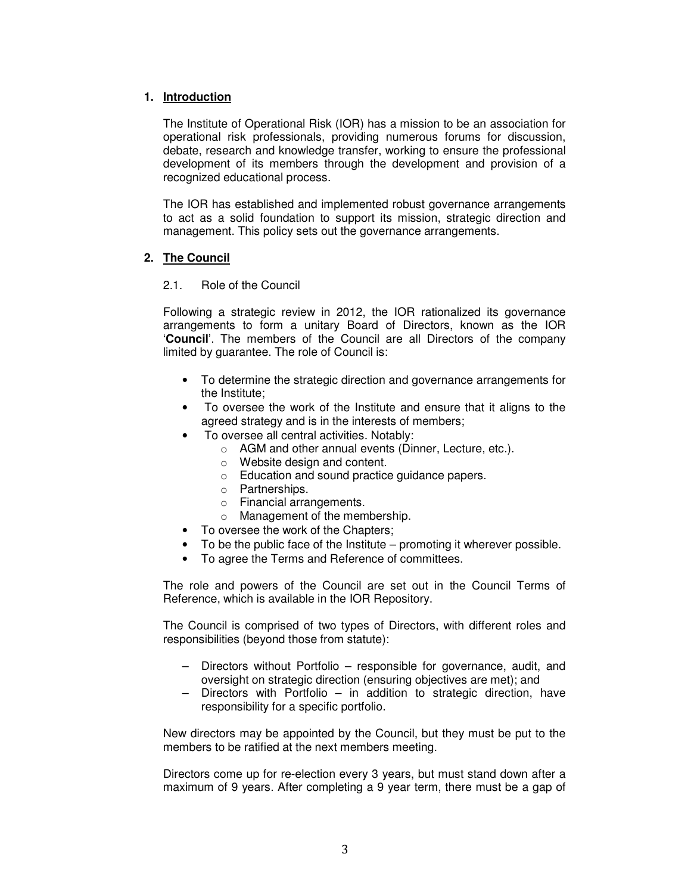## 1. Introduction

The Institute of Operational Risk (IOR) has a mission to be an association for operational risk professionals, providing numerous forums for discussion, debate, research and knowledge transfer, working to ensure the professional development of its members through the development and provision of a recognized educational process.

The IOR has established and implemented robust governance arrangements to act as a solid foundation to support its mission, strategic direction and management. This policy sets out the governance arrangements.

## 2. The Council

### 2.1. Role of the Council

Following a strategic review in 2012, the IOR rationalized its governance arrangements to form a unitary Board of Directors, known as the IOR '**Council**'. The members of the Council are all Directors of the company limited by guarantee. The role of Council is:

- To determine the strategic direction and governance arrangements for the Institute;
- To oversee the work of the Institute and ensure that it aligns to the agreed strategy and is in the interests of members;
- To oversee all central activities. Notably:
  - AGM and other annual events (Dinner, Lecture, etc.).
  - Website design and content.
  - Education and sound practice guidance papers.
  - Partnerships.
  - Financial arrangements.
  - Management of the membership.
- To oversee the work of the Chapters;
- To be the public face of the Institute – promoting it wherever possible.
- To agree the Terms and Reference of committees.

The role and powers of the Council are set out in the Council Terms of Reference, which is available in the IOR Repository.

The Council is comprised of two types of Directors, with different roles and responsibilities (beyond those from statute):

- Directors without Portfolio – responsible for governance, audit, and oversight on strategic direction (ensuring objectives are met); and
- Directors with Portfolio – in addition to strategic direction, have responsibility for a specific portfolio.

New directors may be appointed by the Council, but they must be put to the members to be ratified at the next members meeting.

Directors come up for re-election every 3 years, but must stand down after a maximum of 9 years. After completing a 9 year term, there must be a gap of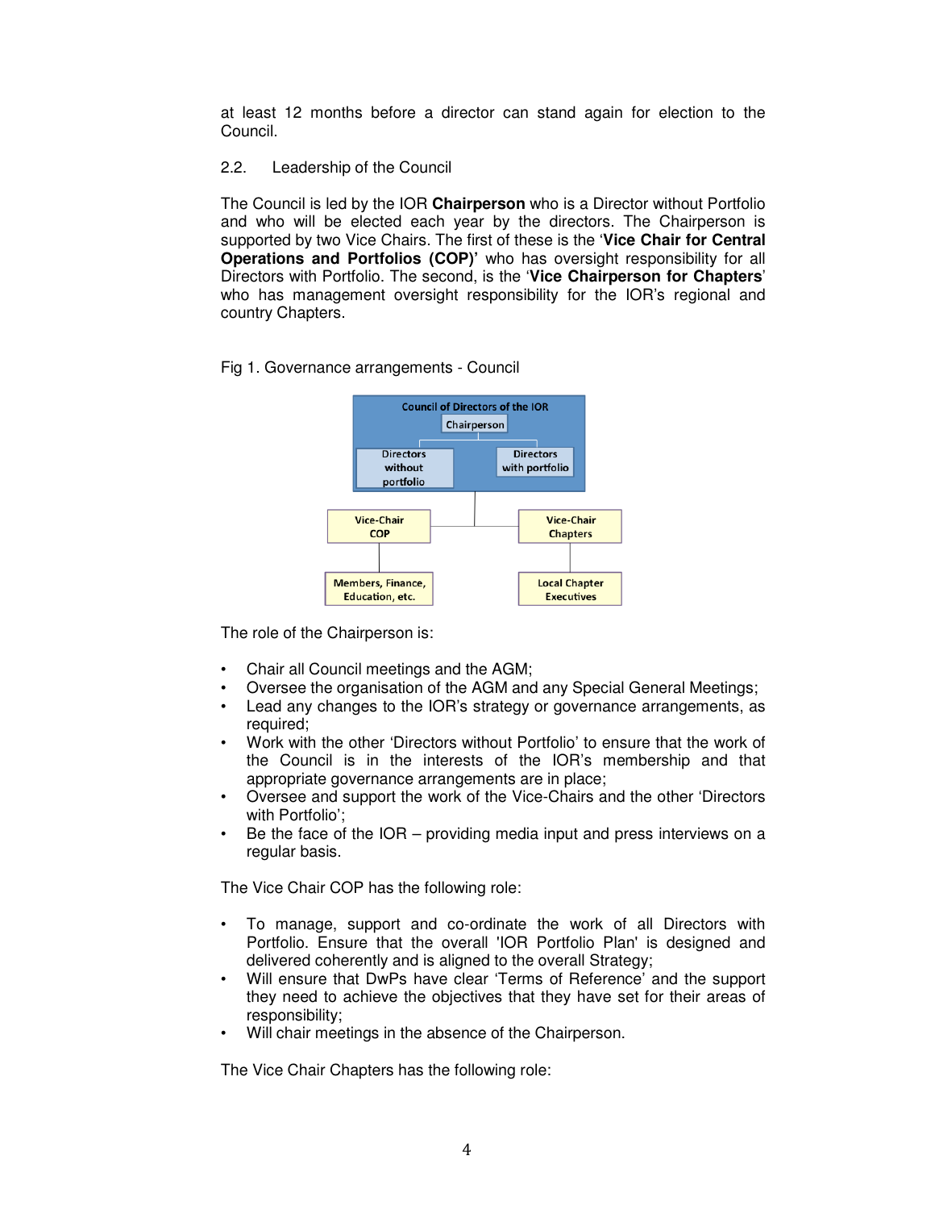at least 12 months before a director can stand again for election to the Council.

## 2.2. Leadership of the Council

The Council is led by the IOR **Chairperson** who is a Director without Portfolio and who will be elected each year by the directors. The Chairperson is supported by two Vice Chairs. The first of these is the '**Vice Chair for Central Operations and Portfolios (COP)'** who has oversight responsibility for all Directors with Portfolio. The second, is the '**Vice Chairperson for Chapters**' who has management oversight responsibility for the IOR's regional and country Chapters.

Fig 1. Governance arrangements - Council

Council of Directors of the IOR

Chairperson

Directors without portfolio

Directors with portfolio

Vice-Chair COP

Vice-Chair Chapters

Members, Finance, Education, etc.

Local Chapter Executives

The role of the Chairperson is:

- Chair all Council meetings and the AGM;
- Oversee the organisation of the AGM and any Special General Meetings;
- Lead any changes to the IOR's strategy or governance arrangements, as required;
- Work with the other 'Directors without Portfolio' to ensure that the work of the Council is in the interests of the IOR's membership and that appropriate governance arrangements are in place;
- Oversee and support the work of the Vice-Chairs and the other 'Directors with Portfolio';
- Be the face of the IOR – providing media input and press interviews on a regular basis.

The Vice Chair COP has the following role:

- To manage, support and co-ordinate the work of all Directors with Portfolio. Ensure that the overall 'IOR Portfolio Plan' is designed and delivered coherently and is aligned to the overall Strategy;
- Will ensure that DwPs have clear 'Terms of Reference' and the support they need to achieve the objectives that they have set for their areas of responsibility;
- Will chair meetings in the absence of the Chairperson.

The Vice Chair Chapters has the following role: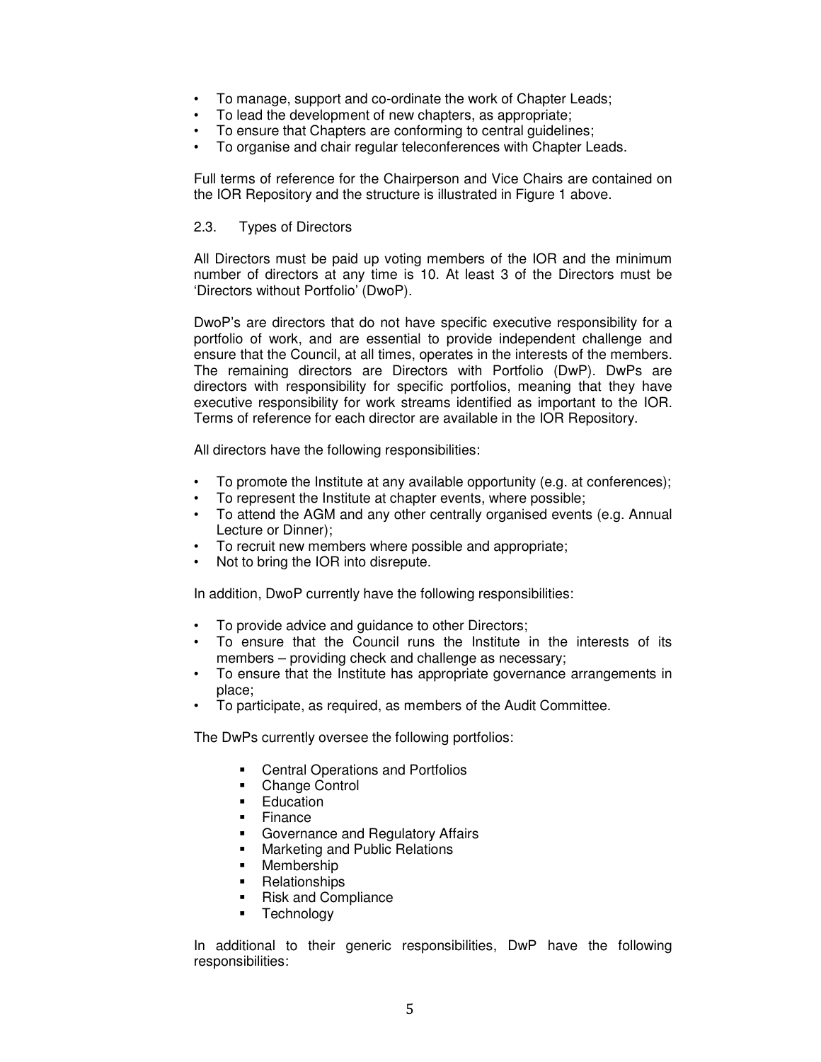- To manage, support and co-ordinate the work of Chapter Leads;
- To lead the development of new chapters, as appropriate;
- To ensure that Chapters are conforming to central guidelines;
- To organise and chair regular teleconferences with Chapter Leads.

Full terms of reference for the Chairperson and Vice Chairs are contained on the IOR Repository and the structure is illustrated in Figure 1 above.

### 2.3. Types of Directors

All Directors must be paid up voting members of the IOR and the minimum number of directors at any time is 10. At least 3 of the Directors must be 'Directors without Portfolio' (DwoP).

DwoP's are directors that do not have specific executive responsibility for a portfolio of work, and are essential to provide independent challenge and ensure that the Council, at all times, operates in the interests of the members. The remaining directors are Directors with Portfolio (DwP). DwPs are directors with responsibility for specific portfolios, meaning that they have executive responsibility for work streams identified as important to the IOR. Terms of reference for each director are available in the IOR Repository.

All directors have the following responsibilities:

- To promote the Institute at any available opportunity (e.g. at conferences);
- To represent the Institute at chapter events, where possible;
- To attend the AGM and any other centrally organised events (e.g. Annual Lecture or Dinner);
- To recruit new members where possible and appropriate;
- Not to bring the IOR into disrepute.

In addition, DwoP currently have the following responsibilities:

- To provide advice and guidance to other Directors;
- To ensure that the Council runs the Institute in the interests of its members – providing check and challenge as necessary;
- To ensure that the Institute has appropriate governance arrangements in place;
- To participate, as required, as members of the Audit Committee.

The DwPs currently oversee the following portfolios:

- Central Operations and Portfolios
- Change Control
- Education
- Finance
- Governance and Regulatory Affairs
- Marketing and Public Relations
- Membership
- Relationships
- Risk and Compliance
- Technology

In additional to their generic responsibilities, DwP have the following responsibilities: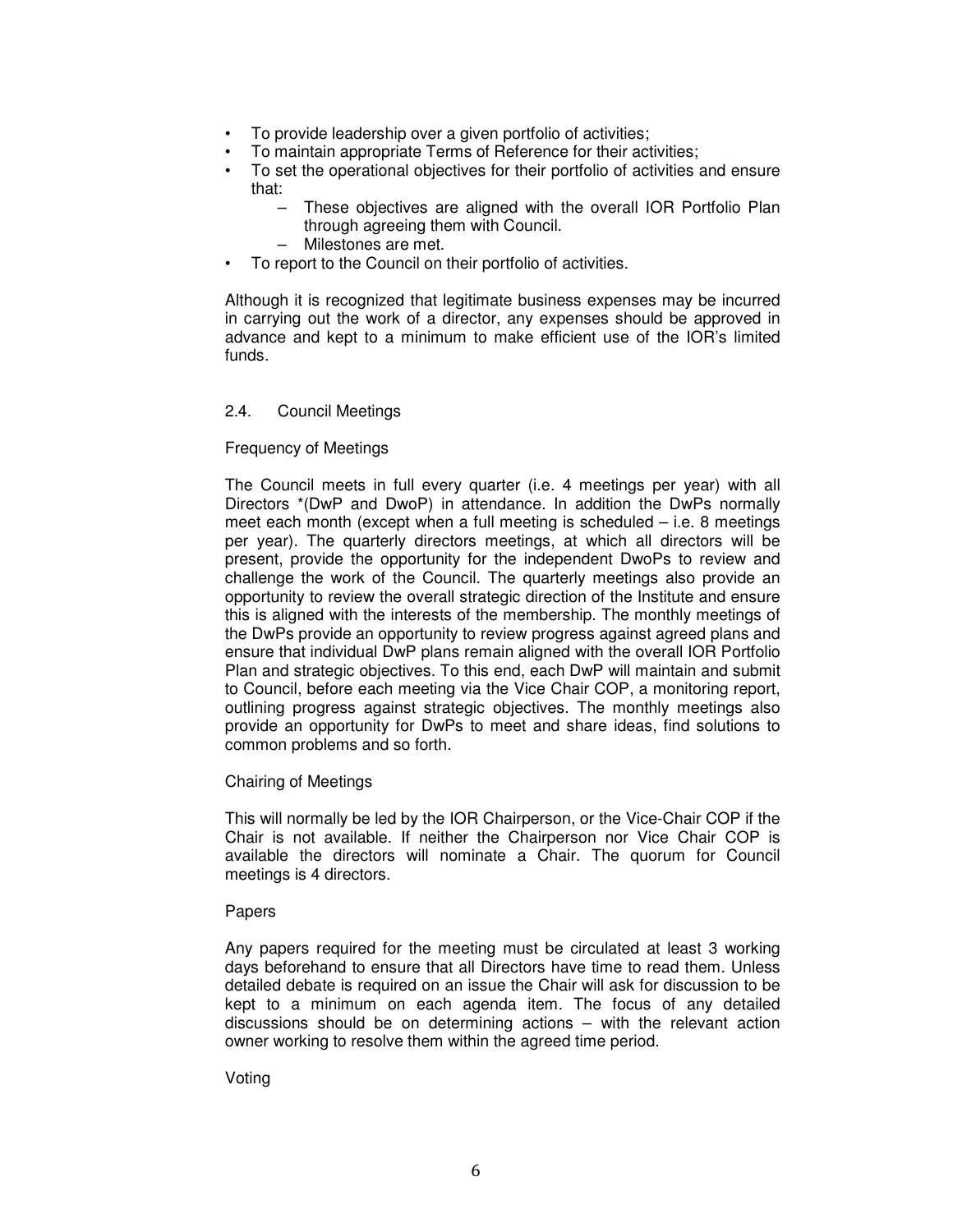- To provide leadership over a given portfolio of activities;
- To maintain appropriate Terms of Reference for their activities;
- To set the operational objectives for their portfolio of activities and ensure that:
  - These objectives are aligned with the overall IOR Portfolio Plan through agreeing them with Council.
  - Milestones are met.
- To report to the Council on their portfolio of activities.

Although it is recognized that legitimate business expenses may be incurred in carrying out the work of a director, any expenses should be approved in advance and kept to a minimum to make efficient use of the IOR's limited funds.

### 2.4. Council Meetings

#### Frequency of Meetings

The Council meets in full every quarter (i.e. 4 meetings per year) with all Directors *(DwP and DwoP) in attendance. In addition the DwPs normally meet each month (except when a full meeting is scheduled – i.e. 8 meetings per year). The quarterly directors meetings, at which all directors will be present, provide the opportunity for the independent DwoPs to review and challenge the work of the Council. The quarterly meetings also provide an opportunity to review the overall strategic direction of the Institute and ensure this is aligned with the interests of the membership. The monthly meetings of the DwPs provide an opportunity to review progress against agreed plans and ensure that individual DwP plans remain aligned with the overall IOR Portfolio Plan and strategic objectives. To this end, each DwP will maintain and submit to Council, before each meeting via the Vice Chair COP, a monitoring report, outlining progress against strategic objectives. The monthly meetings also provide an opportunity for DwPs to meet and share ideas, find solutions to common problems and so forth.

#### Chairing of Meetings

This will normally be led by the IOR Chairperson, or the Vice-Chair COP if the Chair is not available. If neither the Chairperson nor Vice Chair COP is available the directors will nominate a Chair. The quorum for Council meetings is 4 directors.

#### Papers

Any papers required for the meeting must be circulated at least 3 working days beforehand to ensure that all Directors have time to read them. Unless detailed debate is required on an issue the Chair will ask for discussion to be kept to a minimum on each agenda item. The focus of any detailed discussions should be on determining actions – with the relevant action owner working to resolve them within the agreed time period.

#### Voting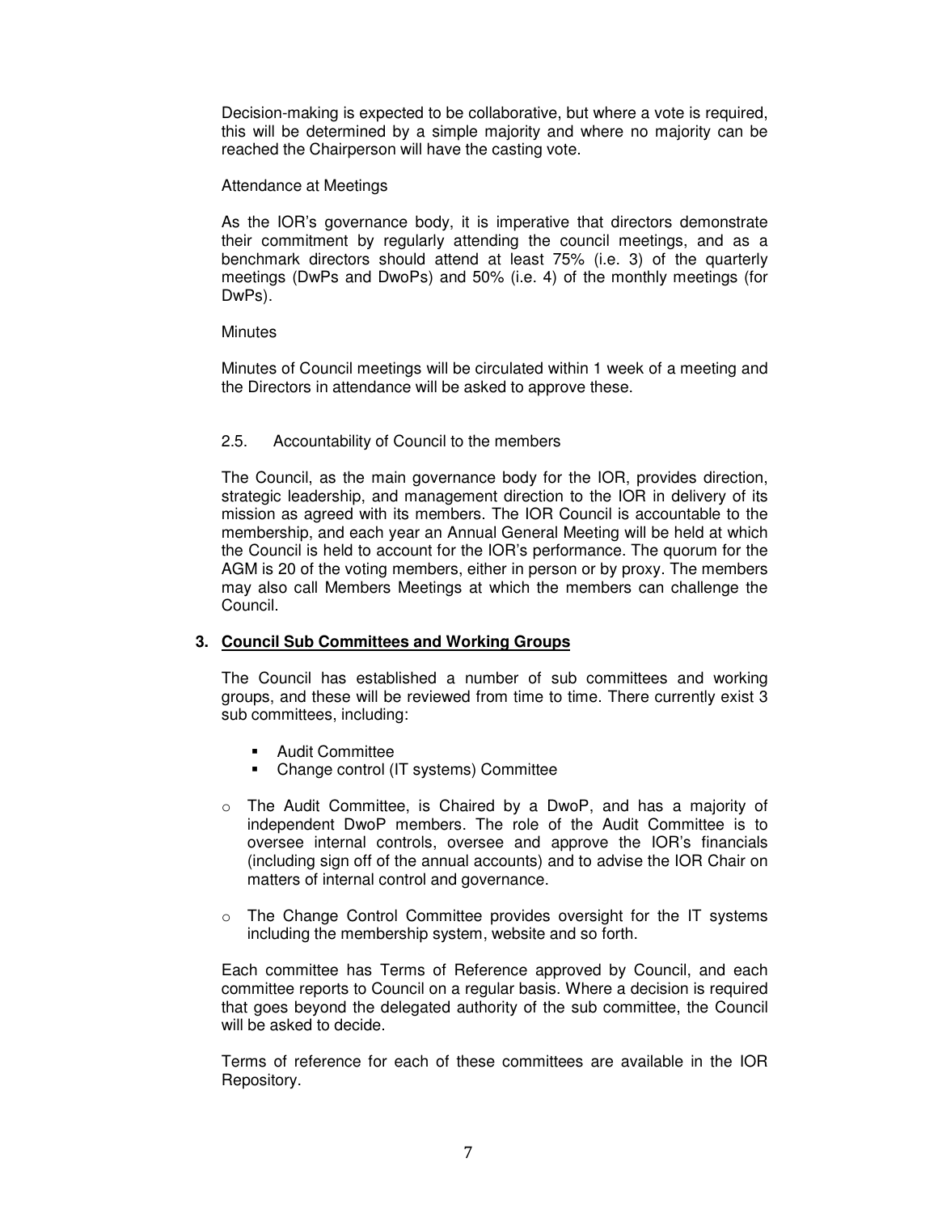Decision-making is expected to be collaborative, but where a vote is required, this will be determined by a simple majority and where no majority can be reached the Chairperson will have the casting vote.

Attendance at Meetings

As the IOR's governance body, it is imperative that directors demonstrate their commitment by regularly attending the council meetings, and as a benchmark directors should attend at least 75% (i.e. 3) of the quarterly meetings (DwPs and DwoPs) and 50% (i.e. 4) of the monthly meetings (for DwPs).

Minutes

Minutes of Council meetings will be circulated within 1 week of a meeting and the Directors in attendance will be asked to approve these.

2.5. Accountability of Council to the members

The Council, as the main governance body for the IOR, provides direction, strategic leadership, and management direction to the IOR in delivery of its mission as agreed with its members. The IOR Council is accountable to the membership, and each year an Annual General Meeting will be held at which the Council is held to account for the IOR's performance. The quorum for the AGM is 20 of the voting members, either in person or by proxy. The members may also call Members Meetings at which the members can challenge the Council.

## 3. Council Sub Committees and Working Groups

The Council has established a number of sub committees and working groups, and these will be reviewed from time to time. There currently exist 3 sub committees, including:

- Audit Committee
- Change control (IT systems) Committee

- The Audit Committee, is Chaired by a DwoP, and has a majority of independent DwoP members. The role of the Audit Committee is to oversee internal controls, oversee and approve the IOR's financials (including sign off of the annual accounts) and to advise the IOR Chair on matters of internal control and governance.

- The Change Control Committee provides oversight for the IT systems including the membership system, website and so forth.

Each committee has Terms of Reference approved by Council, and each committee reports to Council on a regular basis. Where a decision is required that goes beyond the delegated authority of the sub committee, the Council will be asked to decide.

Terms of reference for each of these committees are available in the IOR Repository.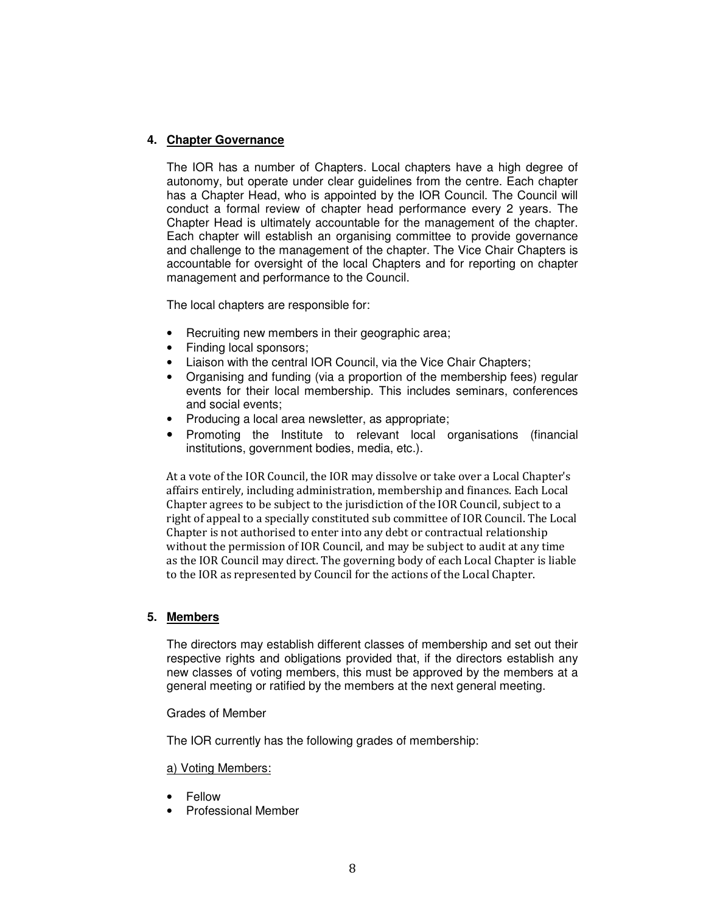## 4. Chapter Governance

The IOR has a number of Chapters. Local chapters have a high degree of autonomy, but operate under clear guidelines from the centre. Each chapter has a Chapter Head, who is appointed by the IOR Council. The Council will conduct a formal review of chapter head performance every 2 years. The Chapter Head is ultimately accountable for the management of the chapter. Each chapter will establish an organising committee to provide governance and challenge to the management of the chapter. The Vice Chair Chapters is accountable for oversight of the local Chapters and for reporting on chapter management and performance to the Council.

The local chapters are responsible for:

- Recruiting new members in their geographic area;
- Finding local sponsors;
- Liaison with the central IOR Council, via the Vice Chair Chapters;
- Organising and funding (via a proportion of the membership fees) regular events for their local membership. This includes seminars, conferences and social events;
- Producing a local area newsletter, as appropriate;
- Promoting the Institute to relevant local organisations (financial institutions, government bodies, media, etc.).

At a vote of the IOR Council, the IOR may dissolve or take over a Local Chapter's affairs entirely, including administration, membership and finances. Each Local Chapter agrees to be subject to the jurisdiction of the IOR Council, subject to a right of appeal to a specially constituted sub committee of IOR Council. The Local Chapter is not authorised to enter into any debt or contractual relationship without the permission of IOR Council, and may be subject to audit at any time as the IOR Council may direct. The governing body of each Local Chapter is liable to the IOR as represented by Council for the actions of the Local Chapter.

## 5. Members

The directors may establish different classes of membership and set out their respective rights and obligations provided that, if the directors establish any new classes of voting members, this must be approved by the members at a general meeting or ratified by the members at the next general meeting.

Grades of Member

The IOR currently has the following grades of membership:

a) Voting Members:

- Fellow
- Professional Member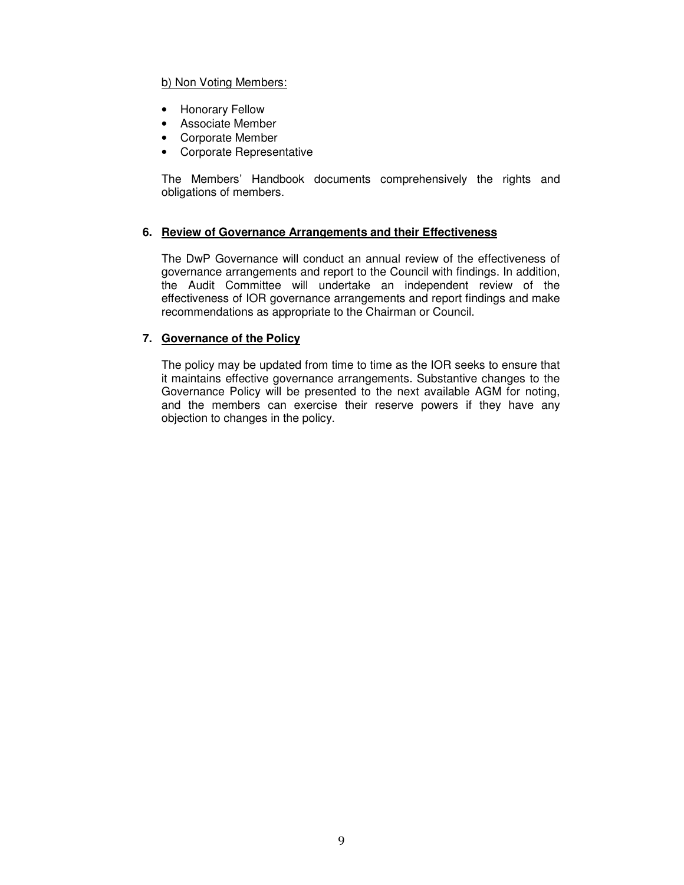b) Non Voting Members:

- Honorary Fellow
- Associate Member
- Corporate Member
- Corporate Representative

The Members' Handbook documents comprehensively the rights and obligations of members.

## 6. Review of Governance Arrangements and their Effectiveness

The DwP Governance will conduct an annual review of the effectiveness of governance arrangements and report to the Council with findings. In addition, the Audit Committee will undertake an independent review of the effectiveness of IOR governance arrangements and report findings and make recommendations as appropriate to the Chairman or Council.

## 7. Governance of the Policy

The policy may be updated from time to time as the IOR seeks to ensure that it maintains effective governance arrangements. Substantive changes to the Governance Policy will be presented to the next available AGM for noting, and the members can exercise their reserve powers if they have any objection to changes in the policy.